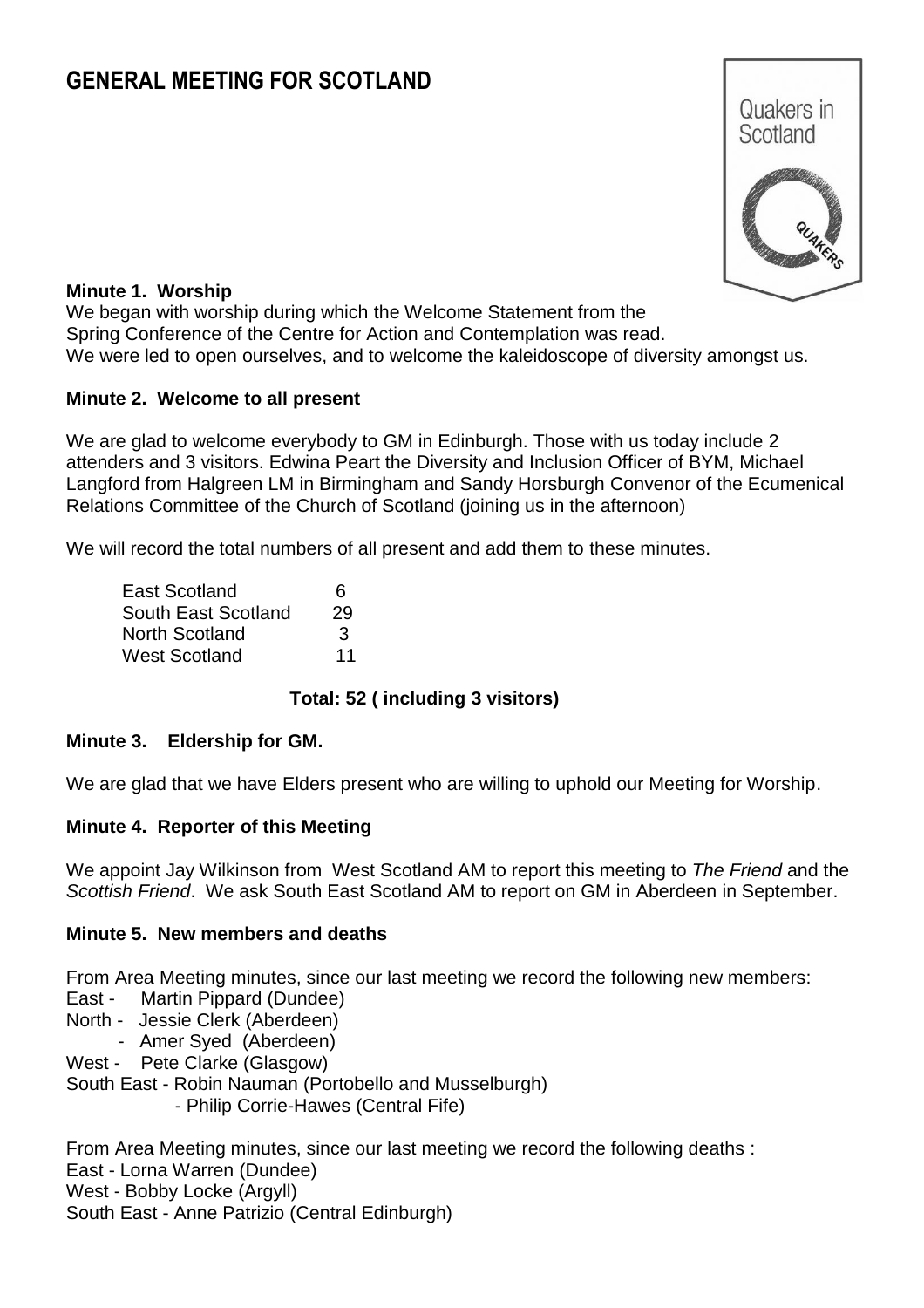# GENERAL MEETING FOR SCOTLAND

**Minute 1. Worship**

We began with worship during which the Welcome Statement from the Spring Conference of the Centre for Action and Contemplation was read.
We were led to open ourselves, and to welcome the kaleidoscope of diversity amongst us.

**Minute 2. Welcome to all present**

We are glad to welcome everybody to GM in Edinburgh. Those with us today include 2 attenders and 3 visitors. Edwina Peart the Diversity and Inclusion Officer of BYM, Michael Langford from Halgreen LM in Birmingham and Sandy Horsburgh Convenor of the Ecumenical Relations Committee of the Church of Scotland (joining us in the afternoon)

We will record the total numbers of all present and add them to these minutes.

| | |
|---|---|
| East Scotland | 6 |
| South East Scotland | 29 |
| North Scotland | 3 |
| West Scotland | 11 |

**Total: 52 ( including 3 visitors)**

**Minute 3. Eldership for GM.**

We are glad that we have Elders present who are willing to uphold our Meeting for Worship.

**Minute 4. Reporter of this Meeting**

We appoint Jay Wilkinson from West Scotland AM to report this meeting to *The Friend* and the *Scottish Friend*. We ask South East Scotland AM to report on GM in Aberdeen in September.

**Minute 5. New members and deaths**

From Area Meeting minutes, since our last meeting we record the following new members:
East - Martin Pippard (Dundee)
North - Jessie Clerk (Aberdeen)
- Amer Syed (Aberdeen)
West - Pete Clarke (Glasgow)
South East - Robin Nauman (Portobello and Musselburgh)
- Philip Corrie-Hawes (Central Fife)

From Area Meeting minutes, since our last meeting we record the following deaths :
East - Lorna Warren (Dundee)
West - Bobby Locke (Argyll)
South East - Anne Patrizio (Central Edinburgh)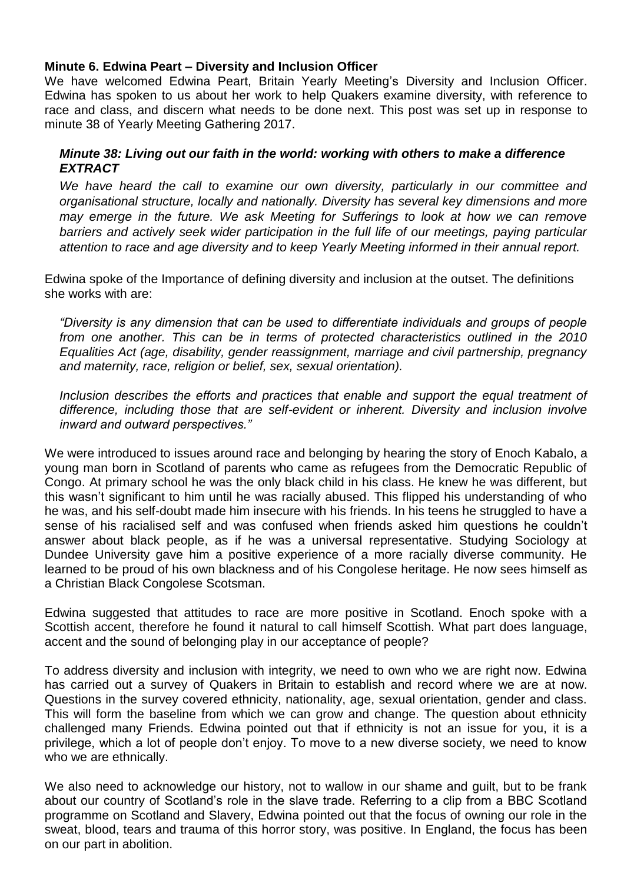**Minute 6. Edwina Peart – Diversity and Inclusion Officer**

We have welcomed Edwina Peart, Britain Yearly Meeting's Diversity and Inclusion Officer. Edwina has spoken to us about her work to help Quakers examine diversity, with reference to race and class, and discern what needs to be done next. This post was set up in response to minute 38 of Yearly Meeting Gathering 2017.

> ***Minute 38: Living out our faith in the world: working with others to make a difference EXTRACT***
>
> *We have heard the call to examine our own diversity, particularly in our committee and organisational structure, locally and nationally. Diversity has several key dimensions and more may emerge in the future. We ask Meeting for Sufferings to look at how we can remove barriers and actively seek wider participation in the full life of our meetings, paying particular attention to race and age diversity and to keep Yearly Meeting informed in their annual report.*

Edwina spoke of the Importance of defining diversity and inclusion at the outset. The definitions she works with are:

> *"Diversity is any dimension that can be used to differentiate individuals and groups of people from one another. This can be in terms of protected characteristics outlined in the 2010 Equalities Act (age, disability, gender reassignment, marriage and civil partnership, pregnancy and maternity, race, religion or belief, sex, sexual orientation).*
>
> *Inclusion describes the efforts and practices that enable and support the equal treatment of difference, including those that are self-evident or inherent. Diversity and inclusion involve inward and outward perspectives."*

We were introduced to issues around race and belonging by hearing the story of Enoch Kabalo, a young man born in Scotland of parents who came as refugees from the Democratic Republic of Congo. At primary school he was the only black child in his class. He knew he was different, but this wasn't significant to him until he was racially abused. This flipped his understanding of who he was, and his self-doubt made him insecure with his friends. In his teens he struggled to have a sense of his racialised self and was confused when friends asked him questions he couldn't answer about black people, as if he was a universal representative. Studying Sociology at Dundee University gave him a positive experience of a more racially diverse community. He learned to be proud of his own blackness and of his Congolese heritage. He now sees himself as a Christian Black Congolese Scotsman.

Edwina suggested that attitudes to race are more positive in Scotland. Enoch spoke with a Scottish accent, therefore he found it natural to call himself Scottish. What part does language, accent and the sound of belonging play in our acceptance of people?

To address diversity and inclusion with integrity, we need to own who we are right now. Edwina has carried out a survey of Quakers in Britain to establish and record where we are at now. Questions in the survey covered ethnicity, nationality, age, sexual orientation, gender and class. This will form the baseline from which we can grow and change. The question about ethnicity challenged many Friends. Edwina pointed out that if ethnicity is not an issue for you, it is a privilege, which a lot of people don't enjoy. To move to a new diverse society, we need to know who we are ethnically.

We also need to acknowledge our history, not to wallow in our shame and guilt, but to be frank about our country of Scotland's role in the slave trade. Referring to a clip from a BBC Scotland programme on Scotland and Slavery, Edwina pointed out that the focus of owning our role in the sweat, blood, tears and trauma of this horror story, was positive. In England, the focus has been on our part in abolition.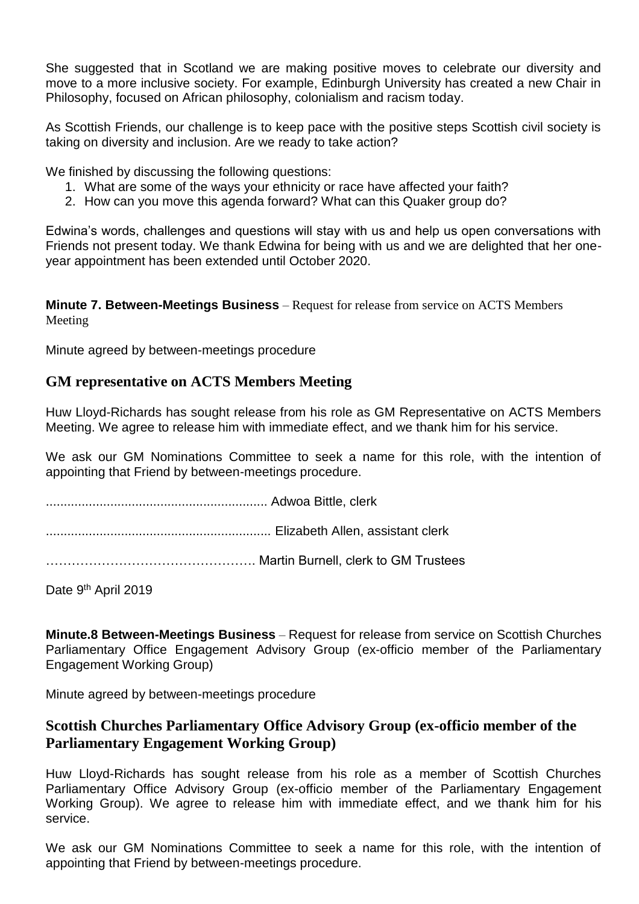She suggested that in Scotland we are making positive moves to celebrate our diversity and move to a more inclusive society. For example, Edinburgh University has created a new Chair in Philosophy, focused on African philosophy, colonialism and racism today.

As Scottish Friends, our challenge is to keep pace with the positive steps Scottish civil society is taking on diversity and inclusion. Are we ready to take action?

We finished by discussing the following questions:

1. What are some of the ways your ethnicity or race have affected your faith?
2. How can you move this agenda forward? What can this Quaker group do?

Edwina's words, challenges and questions will stay with us and help us open conversations with Friends not present today. We thank Edwina for being with us and we are delighted that her one-year appointment has been extended until October 2020.

**Minute 7. Between-Meetings Business** – Request for release from service on ACTS Members Meeting

Minute agreed by between-meetings procedure

## GM representative on ACTS Members Meeting

Huw Lloyd-Richards has sought release from his role as GM Representative on ACTS Members Meeting. We agree to release him with immediate effect, and we thank him for his service.

We ask our GM Nominations Committee to seek a name for this role, with the intention of appointing that Friend by between-meetings procedure.

............................................................. Adwoa Bittle, clerk

............................................................. Elizabeth Allen, assistant clerk

…………………………………………. Martin Burnell, clerk to GM Trustees

Date 9th April 2019

**Minute.8 Between-Meetings Business** – Request for release from service on Scottish Churches Parliamentary Office Engagement Advisory Group (ex-officio member of the Parliamentary Engagement Working Group)

Minute agreed by between-meetings procedure

## Scottish Churches Parliamentary Office Advisory Group (ex-officio member of the Parliamentary Engagement Working Group)

Huw Lloyd-Richards has sought release from his role as a member of Scottish Churches Parliamentary Office Advisory Group (ex-officio member of the Parliamentary Engagement Working Group). We agree to release him with immediate effect, and we thank him for his service.

We ask our GM Nominations Committee to seek a name for this role, with the intention of appointing that Friend by between-meetings procedure.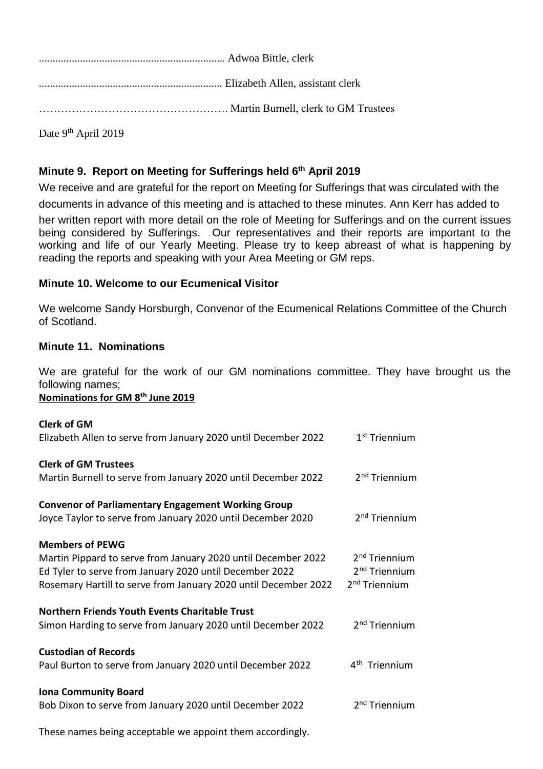.................................................................... Adwoa Bittle, clerk

.................................................................... Elizabeth Allen, assistant clerk

……………………………………………. Martin Burnell, clerk to GM Trustees

Date 9th April 2019

### Minute 9. Report on Meeting for Sufferings held 6th April 2019

We receive and are grateful for the report on Meeting for Sufferings that was circulated with the documents in advance of this meeting and is attached to these minutes. Ann Kerr has added to her written report with more detail on the role of Meeting for Sufferings and on the current issues being considered by Sufferings. Our representatives and their reports are important to the working and life of our Yearly Meeting. Please try to keep abreast of what is happening by reading the reports and speaking with your Area Meeting or GM reps.

### Minute 10. Welcome to our Ecumenical Visitor

We welcome Sandy Horsburgh, Convenor of the Ecumenical Relations Committee of the Church of Scotland.

### Minute 11. Nominations

We are grateful for the work of our GM nominations committee. They have brought us the following names;

**Nominations for GM 8th June 2019**

**Clerk of GM**
Elizabeth Allen to serve from January 2020 until December 2022 — 1st Triennium

**Clerk of GM Trustees**
Martin Burnell to serve from January 2020 until December 2022 — 2nd Triennium

**Convenor of Parliamentary Engagement Working Group**
Joyce Taylor to serve from January 2020 until December 2020 — 2nd Triennium

**Members of PEWG**
Martin Pippard to serve from January 2020 until December 2022 — 2nd Triennium
Ed Tyler to serve from January 2020 until December 2022 — 2nd Triennium
Rosemary Hartill to serve from January 2020 until December 2022 — 2nd Triennium

**Northern Friends Youth Events Charitable Trust**
Simon Harding to serve from January 2020 until December 2022 — 2nd Triennium

**Custodian of Records**
Paul Burton to serve from January 2020 until December 2022 — 4th Triennium

**Iona Community Board**
Bob Dixon to serve from January 2020 until December 2022 — 2nd Triennium

These names being acceptable we appoint them accordingly.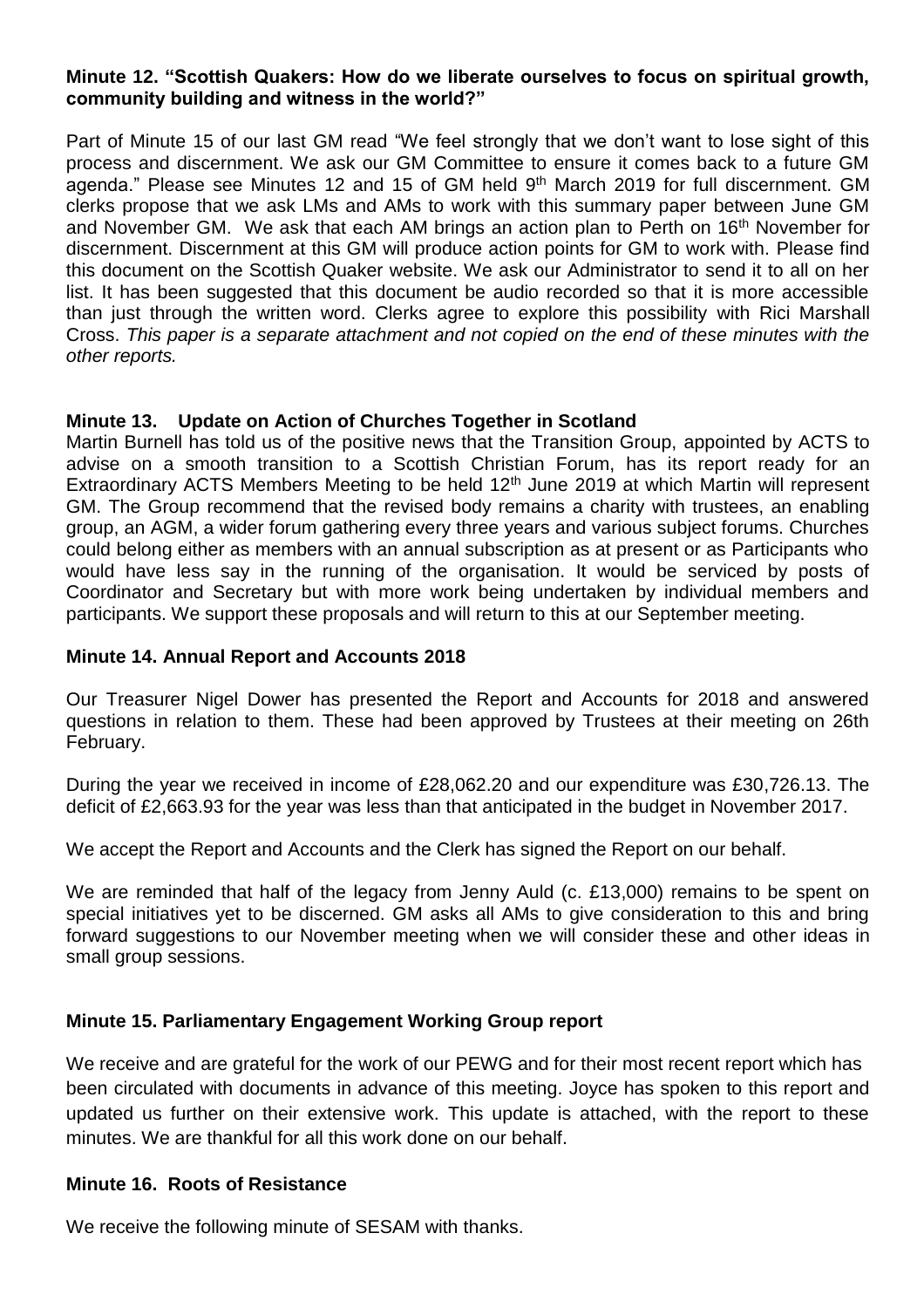**Minute 12. "Scottish Quakers: How do we liberate ourselves to focus on spiritual growth, community building and witness in the world?"**

Part of Minute 15 of our last GM read "We feel strongly that we don't want to lose sight of this process and discernment. We ask our GM Committee to ensure it comes back to a future GM agenda." Please see Minutes 12 and 15 of GM held 9th March 2019 for full discernment. GM clerks propose that we ask LMs and AMs to work with this summary paper between June GM and November GM. We ask that each AM brings an action plan to Perth on 16th November for discernment. Discernment at this GM will produce action points for GM to work with. Please find this document on the Scottish Quaker website. We ask our Administrator to send it to all on her list. It has been suggested that this document be audio recorded so that it is more accessible than just through the written word. Clerks agree to explore this possibility with Rici Marshall Cross. *This paper is a separate attachment and not copied on the end of these minutes with the other reports.*

**Minute 13. Update on Action of Churches Together in Scotland**

Martin Burnell has told us of the positive news that the Transition Group, appointed by ACTS to advise on a smooth transition to a Scottish Christian Forum, has its report ready for an Extraordinary ACTS Members Meeting to be held 12th June 2019 at which Martin will represent GM. The Group recommend that the revised body remains a charity with trustees, an enabling group, an AGM, a wider forum gathering every three years and various subject forums. Churches could belong either as members with an annual subscription as at present or as Participants who would have less say in the running of the organisation. It would be serviced by posts of Coordinator and Secretary but with more work being undertaken by individual members and participants. We support these proposals and will return to this at our September meeting.

**Minute 14. Annual Report and Accounts 2018**

Our Treasurer Nigel Dower has presented the Report and Accounts for 2018 and answered questions in relation to them. These had been approved by Trustees at their meeting on 26th February.

During the year we received in income of £28,062.20 and our expenditure was £30,726.13. The deficit of £2,663.93 for the year was less than that anticipated in the budget in November 2017.

We accept the Report and Accounts and the Clerk has signed the Report on our behalf.

We are reminded that half of the legacy from Jenny Auld (c. £13,000) remains to be spent on special initiatives yet to be discerned. GM asks all AMs to give consideration to this and bring forward suggestions to our November meeting when we will consider these and other ideas in small group sessions.

**Minute 15. Parliamentary Engagement Working Group report**

We receive and are grateful for the work of our PEWG and for their most recent report which has been circulated with documents in advance of this meeting. Joyce has spoken to this report and updated us further on their extensive work. This update is attached, with the report to these minutes. We are thankful for all this work done on our behalf.

**Minute 16. Roots of Resistance**

We receive the following minute of SESAM with thanks.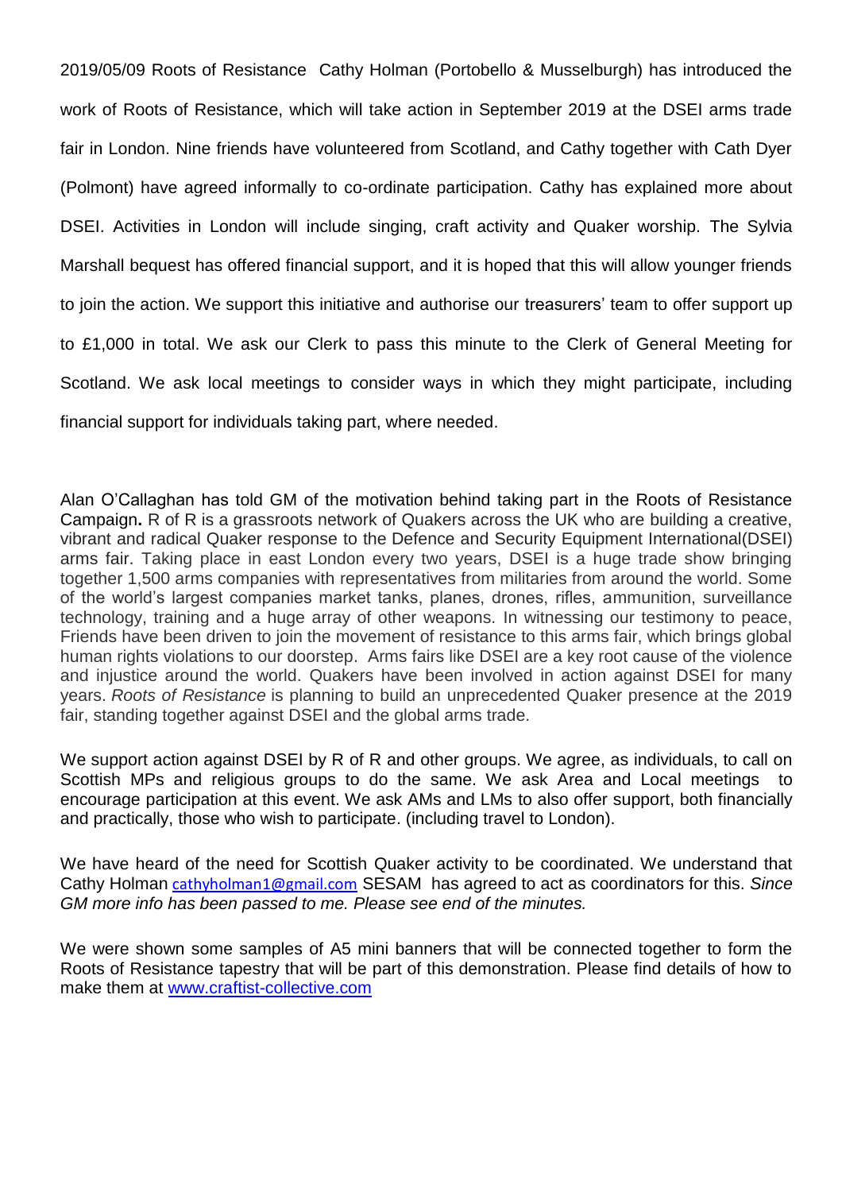2019/05/09 Roots of Resistance Cathy Holman (Portobello & Musselburgh) has introduced the work of Roots of Resistance, which will take action in September 2019 at the DSEI arms trade fair in London. Nine friends have volunteered from Scotland, and Cathy together with Cath Dyer (Polmont) have agreed informally to co-ordinate participation. Cathy has explained more about DSEI. Activities in London will include singing, craft activity and Quaker worship. The Sylvia Marshall bequest has offered financial support, and it is hoped that this will allow younger friends to join the action. We support this initiative and authorise our treasurers' team to offer support up to £1,000 in total. We ask our Clerk to pass this minute to the Clerk of General Meeting for Scotland. We ask local meetings to consider ways in which they might participate, including financial support for individuals taking part, where needed.

Alan O'Callaghan has told GM of the motivation behind taking part in the Roots of Resistance Campaign**.** R of R is a grassroots network of Quakers across the UK who are building a creative, vibrant and radical Quaker response to the Defence and Security Equipment International(DSEI) arms fair. Taking place in east London every two years, DSEI is a huge trade show bringing together 1,500 arms companies with representatives from militaries from around the world. Some of the world's largest companies market tanks, planes, drones, rifles, ammunition, surveillance technology, training and a huge array of other weapons. In witnessing our testimony to peace, Friends have been driven to join the movement of resistance to this arms fair, which brings global human rights violations to our doorstep. Arms fairs like DSEI are a key root cause of the violence and injustice around the world. Quakers have been involved in action against DSEI for many years. *Roots of Resistance* is planning to build an unprecedented Quaker presence at the 2019 fair, standing together against DSEI and the global arms trade.

We support action against DSEI by R of R and other groups. We agree, as individuals, to call on Scottish MPs and religious groups to do the same. We ask Area and Local meetings to encourage participation at this event. We ask AMs and LMs to also offer support, both financially and practically, those who wish to participate. (including travel to London).

We have heard of the need for Scottish Quaker activity to be coordinated. We understand that Cathy Holman cathyholman1@gmail.com SESAM has agreed to act as coordinators for this. *Since GM more info has been passed to me. Please see end of the minutes.*

We were shown some samples of A5 mini banners that will be connected together to form the Roots of Resistance tapestry that will be part of this demonstration. Please find details of how to make them at [www.craftist-collective.com](www.craftist-collective.com)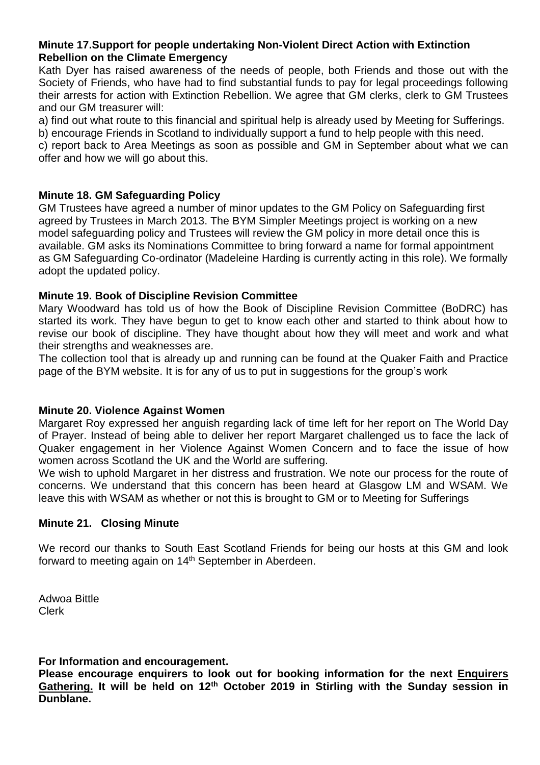**Minute 17.Support for people undertaking Non-Violent Direct Action with Extinction Rebellion on the Climate Emergency**

Kath Dyer has raised awareness of the needs of people, both Friends and those out with the Society of Friends, who have had to find substantial funds to pay for legal proceedings following their arrests for action with Extinction Rebellion. We agree that GM clerks, clerk to GM Trustees and our GM treasurer will:

a) find out what route to this financial and spiritual help is already used by Meeting for Sufferings.

b) encourage Friends in Scotland to individually support a fund to help people with this need.

c) report back to Area Meetings as soon as possible and GM in September about what we can offer and how we will go about this.

**Minute 18. GM Safeguarding Policy**

GM Trustees have agreed a number of minor updates to the GM Policy on Safeguarding first agreed by Trustees in March 2013. The BYM Simpler Meetings project is working on a new model safeguarding policy and Trustees will review the GM policy in more detail once this is available. GM asks its Nominations Committee to bring forward a name for formal appointment as GM Safeguarding Co-ordinator (Madeleine Harding is currently acting in this role). We formally adopt the updated policy.

**Minute 19. Book of Discipline Revision Committee**

Mary Woodward has told us of how the Book of Discipline Revision Committee (BoDRC) has started its work. They have begun to get to know each other and started to think about how to revise our book of discipline. They have thought about how they will meet and work and what their strengths and weaknesses are.

The collection tool that is already up and running can be found at the Quaker Faith and Practice page of the BYM website. It is for any of us to put in suggestions for the group's work

**Minute 20. Violence Against Women**

Margaret Roy expressed her anguish regarding lack of time left for her report on The World Day of Prayer. Instead of being able to deliver her report Margaret challenged us to face the lack of Quaker engagement in her Violence Against Women Concern and to face the issue of how women across Scotland the UK and the World are suffering.

We wish to uphold Margaret in her distress and frustration. We note our process for the route of concerns. We understand that this concern has been heard at Glasgow LM and WSAM. We leave this with WSAM as whether or not this is brought to GM or to Meeting for Sufferings

**Minute 21. Closing Minute**

We record our thanks to South East Scotland Friends for being our hosts at this GM and look forward to meeting again on 14th September in Aberdeen.

Adwoa Bittle
Clerk

**For Information and encouragement.**

**Please encourage enquirers to look out for booking information for the next Enquirers Gathering. It will be held on 12th October 2019 in Stirling with the Sunday session in Dunblane.**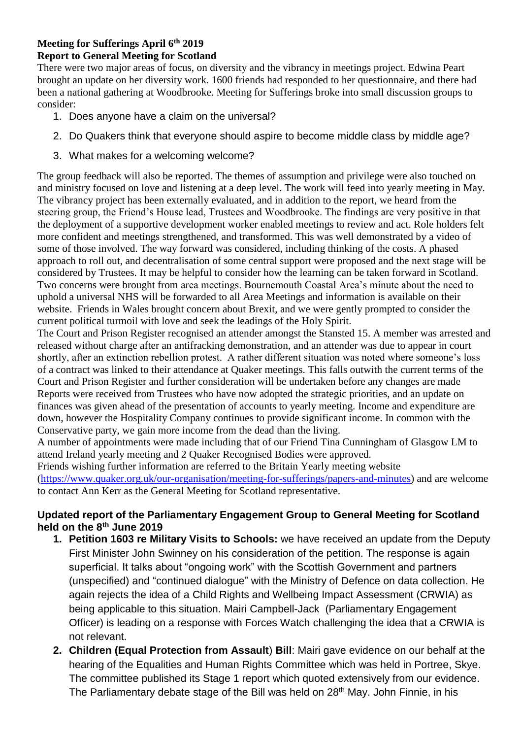**Meeting for Sufferings April 6th 2019**
**Report to General Meeting for Scotland**

There were two major areas of focus, on diversity and the vibrancy in meetings project. Edwina Peart brought an update on her diversity work. 1600 friends had responded to her questionnaire, and there had been a national gathering at Woodbrooke. Meeting for Sufferings broke into small discussion groups to consider:

1. Does anyone have a claim on the universal?
2. Do Quakers think that everyone should aspire to become middle class by middle age?
3. What makes for a welcoming welcome?

The group feedback will also be reported. The themes of assumption and privilege were also touched on and ministry focused on love and listening at a deep level. The work will feed into yearly meeting in May. The vibrancy project has been externally evaluated, and in addition to the report, we heard from the steering group, the Friend's House lead, Trustees and Woodbrooke. The findings are very positive in that the deployment of a supportive development worker enabled meetings to review and act. Role holders felt more confident and meetings strengthened, and transformed. This was well demonstrated by a video of some of those involved. The way forward was considered, including thinking of the costs. A phased approach to roll out, and decentralisation of some central support were proposed and the next stage will be considered by Trustees. It may be helpful to consider how the learning can be taken forward in Scotland. Two concerns were brought from area meetings. Bournemouth Coastal Area's minute about the need to uphold a universal NHS will be forwarded to all Area Meetings and information is available on their website. Friends in Wales brought concern about Brexit, and we were gently prompted to consider the current political turmoil with love and seek the leadings of the Holy Spirit.

The Court and Prison Register recognised an attender amongst the Stansted 15. A member was arrested and released without charge after an antifracking demonstration, and an attender was due to appear in court shortly, after an extinction rebellion protest. A rather different situation was noted where someone's loss of a contract was linked to their attendance at Quaker meetings. This falls outwith the current terms of the Court and Prison Register and further consideration will be undertaken before any changes are made

Reports were received from Trustees who have now adopted the strategic priorities, and an update on finances was given ahead of the presentation of accounts to yearly meeting. Income and expenditure are down, however the Hospitality Company continues to provide significant income. In common with the Conservative party, we gain more income from the dead than the living.

A number of appointments were made including that of our Friend Tina Cunningham of Glasgow LM to attend Ireland yearly meeting and 2 Quaker Recognised Bodies were approved.

Friends wishing further information are referred to the Britain Yearly meeting website (https://www.quaker.org.uk/our-organisation/meeting-for-sufferings/papers-and-minutes) and are welcome to contact Ann Kerr as the General Meeting for Scotland representative.

**Updated report of the Parliamentary Engagement Group to General Meeting for Scotland held on the 8th June 2019**

1. **Petition 1603 re Military Visits to Schools:** we have received an update from the Deputy First Minister John Swinney on his consideration of the petition. The response is again superficial. It talks about "ongoing work" with the Scottish Government and partners (unspecified) and "continued dialogue" with the Ministry of Defence on data collection. He again rejects the idea of a Child Rights and Wellbeing Impact Assessment (CRWIA) as being applicable to this situation. Mairi Campbell-Jack (Parliamentary Engagement Officer) is leading on a response with Forces Watch challenging the idea that a CRWIA is not relevant.
2. **Children (Equal Protection from Assault**) **Bill**: Mairi gave evidence on our behalf at the hearing of the Equalities and Human Rights Committee which was held in Portree, Skye. The committee published its Stage 1 report which quoted extensively from our evidence. The Parliamentary debate stage of the Bill was held on 28th May. John Finnie, in his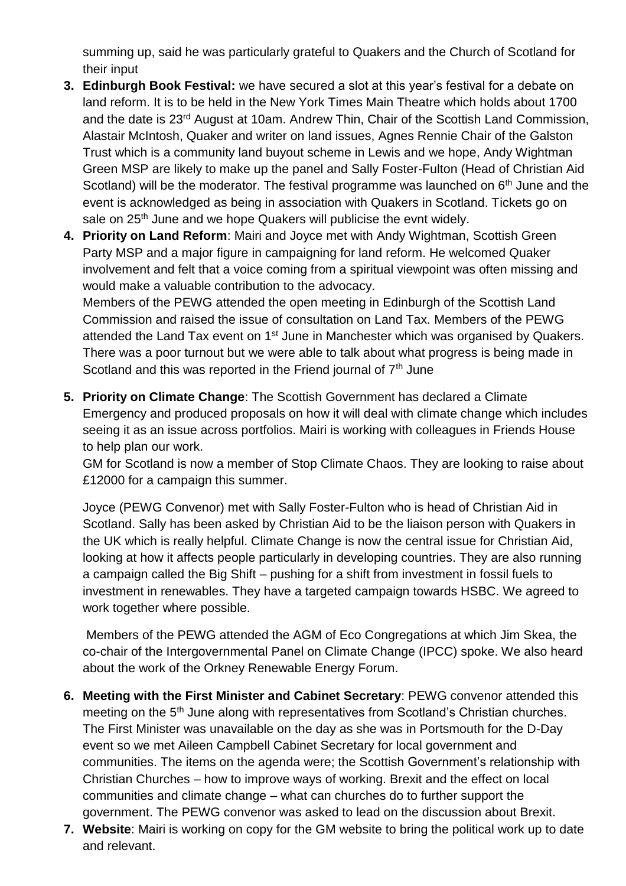summing up, said he was particularly grateful to Quakers and the Church of Scotland for their input

3. **Edinburgh Book Festival:** we have secured a slot at this year's festival for a debate on land reform. It is to be held in the New York Times Main Theatre which holds about 1700 and the date is 23rd August at 10am. Andrew Thin, Chair of the Scottish Land Commission, Alastair McIntosh, Quaker and writer on land issues, Agnes Rennie Chair of the Galston Trust which is a community land buyout scheme in Lewis and we hope, Andy Wightman Green MSP are likely to make up the panel and Sally Foster-Fulton (Head of Christian Aid Scotland) will be the moderator. The festival programme was launched on 6th June and the event is acknowledged as being in association with Quakers in Scotland. Tickets go on sale on 25th June and we hope Quakers will publicise the evnt widely.
4. **Priority on Land Reform**: Mairi and Joyce met with Andy Wightman, Scottish Green Party MSP and a major figure in campaigning for land reform. He welcomed Quaker involvement and felt that a voice coming from a spiritual viewpoint was often missing and would make a valuable contribution to the advocacy.
   Members of the PEWG attended the open meeting in Edinburgh of the Scottish Land Commission and raised the issue of consultation on Land Tax. Members of the PEWG attended the Land Tax event on 1st June in Manchester which was organised by Quakers. There was a poor turnout but we were able to talk about what progress is being made in Scotland and this was reported in the Friend journal of 7th June
5. **Priority on Climate Change**: The Scottish Government has declared a Climate Emergency and produced proposals on how it will deal with climate change which includes seeing it as an issue across portfolios. Mairi is working with colleagues in Friends House to help plan our work.
   GM for Scotland is now a member of Stop Climate Chaos. They are looking to raise about £12000 for a campaign this summer.

   Joyce (PEWG Convenor) met with Sally Foster-Fulton who is head of Christian Aid in Scotland. Sally has been asked by Christian Aid to be the liaison person with Quakers in the UK which is really helpful. Climate Change is now the central issue for Christian Aid, looking at how it affects people particularly in developing countries. They are also running a campaign called the Big Shift – pushing for a shift from investment in fossil fuels to investment in renewables. They have a targeted campaign towards HSBC. We agreed to work together where possible.

   Members of the PEWG attended the AGM of Eco Congregations at which Jim Skea, the co-chair of the Intergovernmental Panel on Climate Change (IPCC) spoke. We also heard about the work of the Orkney Renewable Energy Forum.
6. **Meeting with the First Minister and Cabinet Secretary**: PEWG convenor attended this meeting on the 5th June along with representatives from Scotland's Christian churches. The First Minister was unavailable on the day as she was in Portsmouth for the D-Day event so we met Aileen Campbell Cabinet Secretary for local government and communities. The items on the agenda were; the Scottish Government's relationship with Christian Churches – how to improve ways of working. Brexit and the effect on local communities and climate change – what can churches do to further support the government. The PEWG convenor was asked to lead on the discussion about Brexit.
7. **Website**: Mairi is working on copy for the GM website to bring the political work up to date and relevant.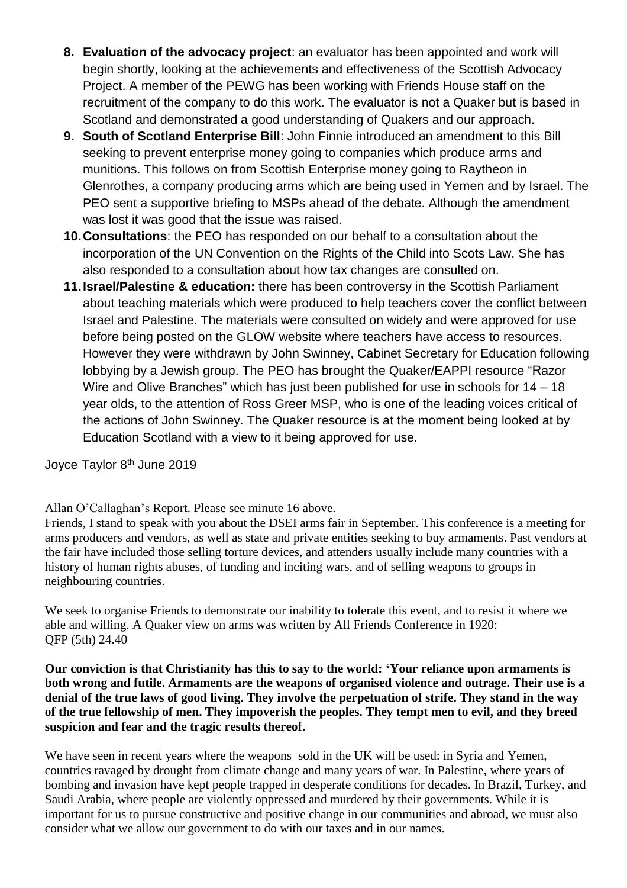8. **Evaluation of the advocacy project**: an evaluator has been appointed and work will begin shortly, looking at the achievements and effectiveness of the Scottish Advocacy Project. A member of the PEWG has been working with Friends House staff on the recruitment of the company to do this work. The evaluator is not a Quaker but is based in Scotland and demonstrated a good understanding of Quakers and our approach.
9. **South of Scotland Enterprise Bill**: John Finnie introduced an amendment to this Bill seeking to prevent enterprise money going to companies which produce arms and munitions. This follows on from Scottish Enterprise money going to Raytheon in Glenrothes, a company producing arms which are being used in Yemen and by Israel. The PEO sent a supportive briefing to MSPs ahead of the debate. Although the amendment was lost it was good that the issue was raised.
10. **Consultations**: the PEO has responded on our behalf to a consultation about the incorporation of the UN Convention on the Rights of the Child into Scots Law. She has also responded to a consultation about how tax changes are consulted on.
11. **Israel/Palestine & education:** there has been controversy in the Scottish Parliament about teaching materials which were produced to help teachers cover the conflict between Israel and Palestine. The materials were consulted on widely and were approved for use before being posted on the GLOW website where teachers have access to resources. However they were withdrawn by John Swinney, Cabinet Secretary for Education following lobbying by a Jewish group. The PEO has brought the Quaker/EAPPI resource "Razor Wire and Olive Branches" which has just been published for use in schools for 14 – 18 year olds, to the attention of Ross Greer MSP, who is one of the leading voices critical of the actions of John Swinney. The Quaker resource is at the moment being looked at by Education Scotland with a view to it being approved for use.

Joyce Taylor 8th June 2019

Allan O'Callaghan's Report. Please see minute 16 above.

Friends, I stand to speak with you about the DSEI arms fair in September. This conference is a meeting for arms producers and vendors, as well as state and private entities seeking to buy armaments. Past vendors at the fair have included those selling torture devices, and attenders usually include many countries with a history of human rights abuses, of funding and inciting wars, and of selling weapons to groups in neighbouring countries.

We seek to organise Friends to demonstrate our inability to tolerate this event, and to resist it where we able and willing. A Quaker view on arms was written by All Friends Conference in 1920: QFP (5th) 24.40

**Our conviction is that Christianity has this to say to the world: 'Your reliance upon armaments is both wrong and futile. Armaments are the weapons of organised violence and outrage. Their use is a denial of the true laws of good living. They involve the perpetuation of strife. They stand in the way of the true fellowship of men. They impoverish the peoples. They tempt men to evil, and they breed suspicion and fear and the tragic results thereof.**

We have seen in recent years where the weapons sold in the UK will be used: in Syria and Yemen, countries ravaged by drought from climate change and many years of war. In Palestine, where years of bombing and invasion have kept people trapped in desperate conditions for decades. In Brazil, Turkey, and Saudi Arabia, where people are violently oppressed and murdered by their governments. While it is important for us to pursue constructive and positive change in our communities and abroad, we must also consider what we allow our government to do with our taxes and in our names.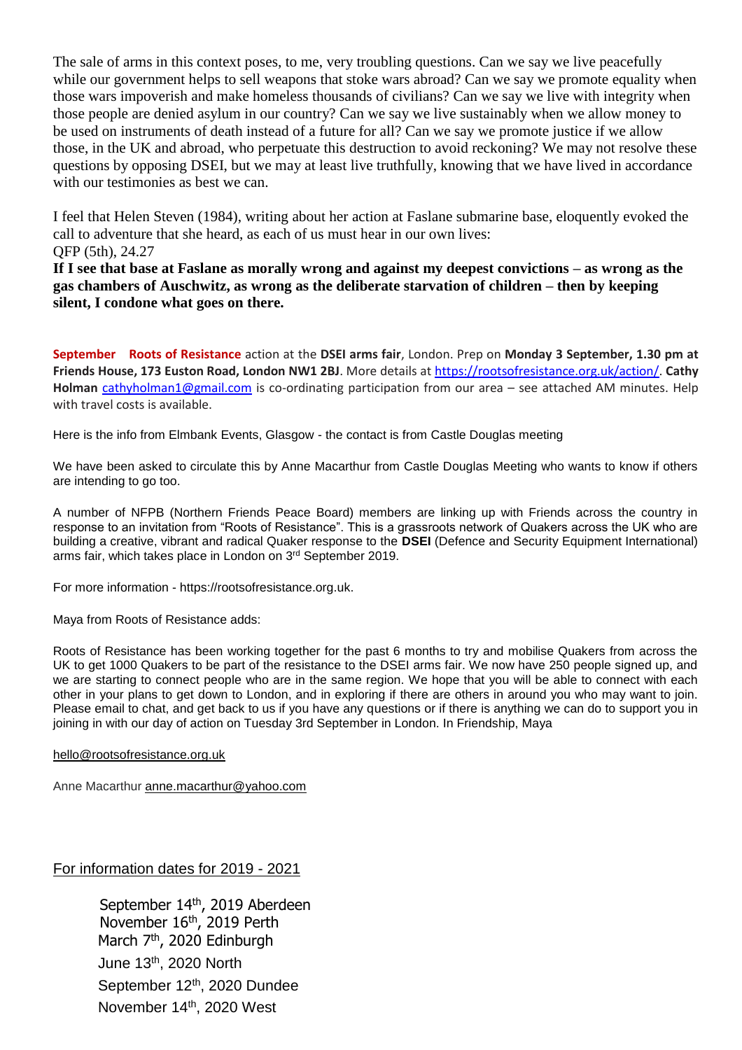The sale of arms in this context poses, to me, very troubling questions. Can we say we live peacefully while our government helps to sell weapons that stoke wars abroad? Can we say we promote equality when those wars impoverish and make homeless thousands of civilians? Can we say we live with integrity when those people are denied asylum in our country? Can we say we live sustainably when we allow money to be used on instruments of death instead of a future for all? Can we say we promote justice if we allow those, in the UK and abroad, who perpetuate this destruction to avoid reckoning? We may not resolve these questions by opposing DSEI, but we may at least live truthfully, knowing that we have lived in accordance with our testimonies as best we can.

I feel that Helen Steven (1984), writing about her action at Faslane submarine base, eloquently evoked the call to adventure that she heard, as each of us must hear in our own lives:
QFP (5th), 24.27

**If I see that base at Faslane as morally wrong and against my deepest convictions – as wrong as the gas chambers of Auschwitz, as wrong as the deliberate starvation of children – then by keeping silent, I condone what goes on there.**

**September Roots of Resistance** action at the **DSEI arms fair**, London. Prep on **Monday 3 September, 1.30 pm at Friends House, 173 Euston Road, London NW1 2BJ**. More details at https://rootsofresistance.org.uk/action/. **Cathy Holman** cathyholman1@gmail.com is co-ordinating participation from our area – see attached AM minutes. Help with travel costs is available.

Here is the info from Elmbank Events, Glasgow - the contact is from Castle Douglas meeting

We have been asked to circulate this by Anne Macarthur from Castle Douglas Meeting who wants to know if others are intending to go too.

A number of NFPB (Northern Friends Peace Board) members are linking up with Friends across the country in response to an invitation from "Roots of Resistance". This is a grassroots network of Quakers across the UK who are building a creative, vibrant and radical Quaker response to the **DSEI** (Defence and Security Equipment International) arms fair, which takes place in London on 3rd September 2019.

For more information - https://rootsofresistance.org.uk.

Maya from Roots of Resistance adds:

Roots of Resistance has been working together for the past 6 months to try and mobilise Quakers from across the UK to get 1000 Quakers to be part of the resistance to the DSEI arms fair. We now have 250 people signed up, and we are starting to connect people who are in the same region. We hope that you will be able to connect with each other in your plans to get down to London, and in exploring if there are others in around you who may want to join. Please email to chat, and get back to us if you have any questions or if there is anything we can do to support you in joining in with our day of action on Tuesday 3rd September in London. In Friendship, Maya

hello@rootsofresistance.org.uk

Anne Macarthur anne.macarthur@yahoo.com

For information dates for 2019 - 2021

September 14th, 2019 Aberdeen
November 16th, 2019 Perth
March 7th, 2020 Edinburgh
June 13th, 2020 North
September 12th, 2020 Dundee
November 14th, 2020 West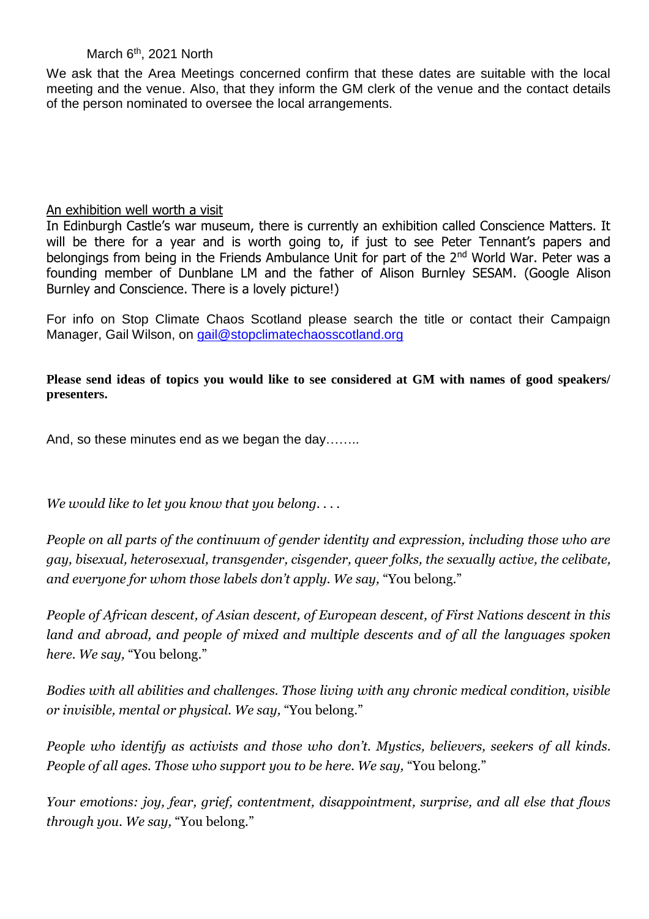March 6th, 2021 North

We ask that the Area Meetings concerned confirm that these dates are suitable with the local meeting and the venue. Also, that they inform the GM clerk of the venue and the contact details of the person nominated to oversee the local arrangements.

<u>An exhibition well worth a visit</u>

In Edinburgh Castle's war museum, there is currently an exhibition called Conscience Matters. It will be there for a year and is worth going to, if just to see Peter Tennant's papers and belongings from being in the Friends Ambulance Unit for part of the 2nd World War. Peter was a founding member of Dunblane LM and the father of Alison Burnley SESAM. (Google Alison Burnley and Conscience. There is a lovely picture!)

For info on Stop Climate Chaos Scotland please search the title or contact their Campaign Manager, Gail Wilson, on gail@stopclimatechaosscotland.org

**Please send ideas of topics you would like to see considered at GM with names of good speakers/ presenters.**

And, so these minutes end as we began the day……..

*We would like to let you know that you belong. . . .*

*People on all parts of the continuum of gender identity and expression, including those who are gay, bisexual, heterosexual, transgender, cisgender, queer folks, the sexually active, the celibate, and everyone for whom those labels don't apply. We say,* "You belong."

*People of African descent, of Asian descent, of European descent, of First Nations descent in this land and abroad, and people of mixed and multiple descents and of all the languages spoken here. We say,* "You belong."

*Bodies with all abilities and challenges. Those living with any chronic medical condition, visible or invisible, mental or physical. We say,* "You belong."

*People who identify as activists and those who don't. Mystics, believers, seekers of all kinds. People of all ages. Those who support you to be here. We say,* "You belong."

*Your emotions: joy, fear, grief, contentment, disappointment, surprise, and all else that flows through you. We say,* "You belong."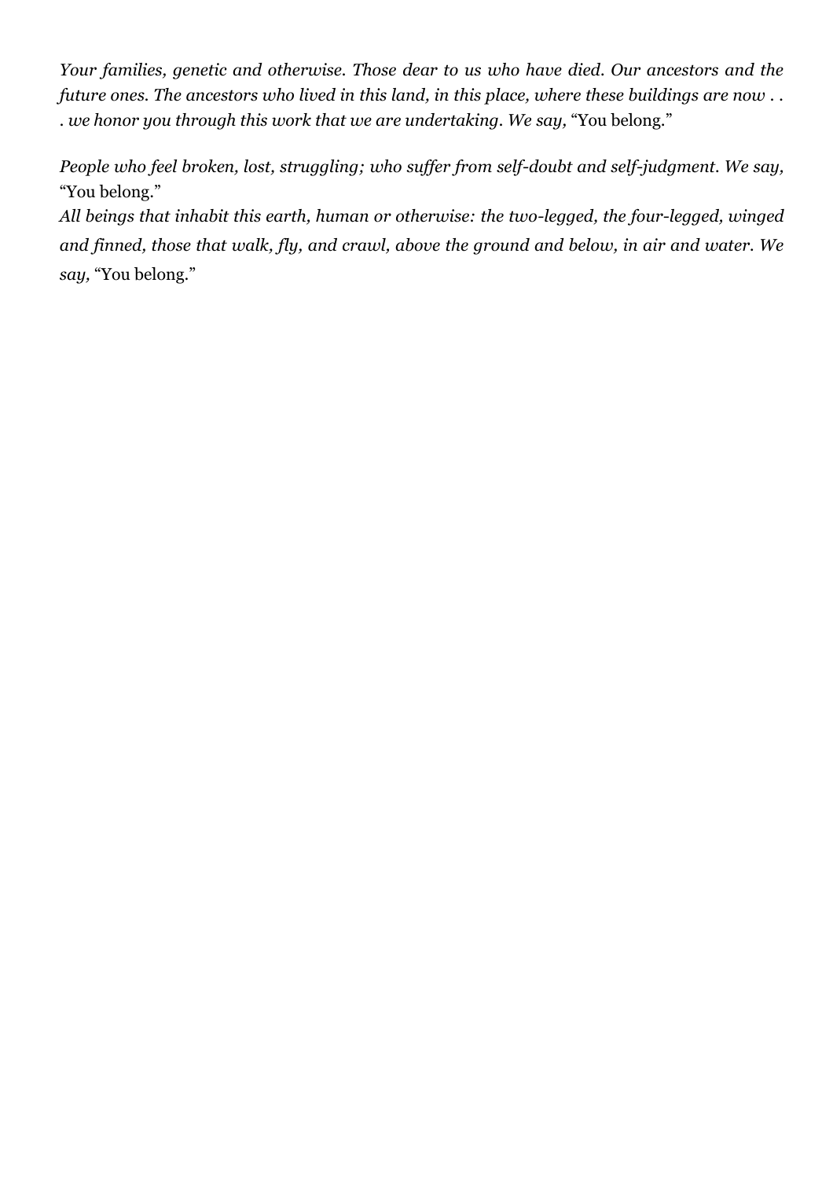*Your families, genetic and otherwise. Those dear to us who have died. Our ancestors and the future ones. The ancestors who lived in this land, in this place, where these buildings are now . . . we honor you through this work that we are undertaking. We say,* "You belong."

*People who feel broken, lost, struggling; who suffer from self-doubt and self-judgment. We say,* "You belong."

*All beings that inhabit this earth, human or otherwise: the two-legged, the four-legged, winged and finned, those that walk, fly, and crawl, above the ground and below, in air and water. We say,* "You belong."